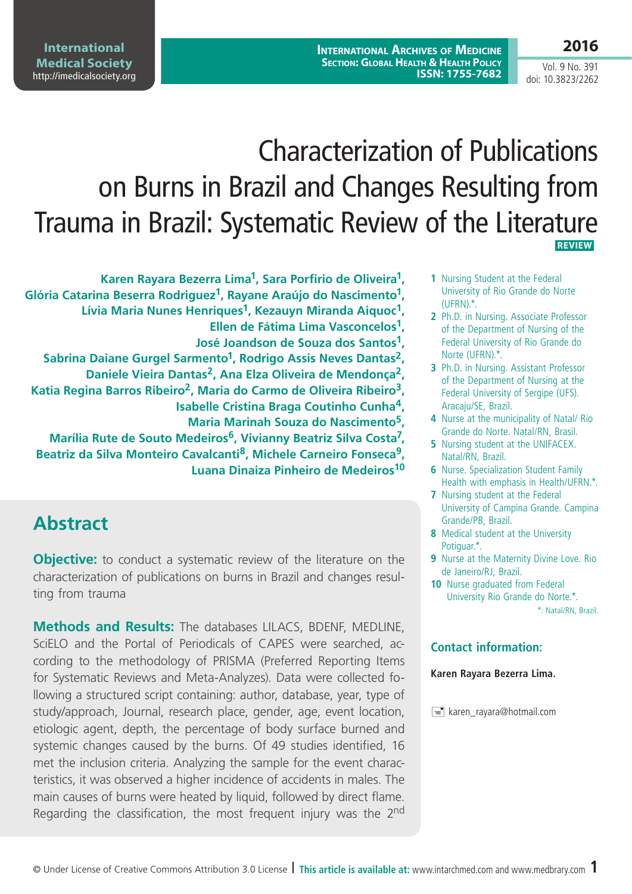# Characterization of Publications on Burns in Brazil and Changes Resulting from Trauma in Brazil: Systematic Review of the Literature

**REVIEW**

**Karen Rayara Bezerra Lima[1], Sara Porfirio de Oliveira[1], Glória Catarina Beserra Rodriguez[1], Rayane Araújo do Nascimento[1], Lívia Maria Nunes Henriques[1], Kezauyn Miranda Aiquoc[1], Ellen de Fátima Lima Vasconcelos[1], José Joandson de Souza dos Santos[1], Sabrina Daiane Gurgel Sarmento[1], Rodrigo Assis Neves Dantas[2], Daniele Vieira Dantas[2], Ana Elza Oliveira de Mendonça[2], Katia Regina Barros Ribeiro[2], Maria do Carmo de Oliveira Ribeiro[3], Isabelle Cristina Braga Coutinho Cunha[4], Maria Marinah Souza do Nascimento[5], Marília Rute de Souto Medeiros[6], Vivianny Beatriz Silva Costa[7], Beatriz da Silva Monteiro Cavalcanti[8], Michele Carneiro Fonseca[9], Luana Dinaiza Pinheiro de Medeiros[10]**

1. Nursing Student at the Federal University of Rio Grande do Norte (UFRN).*.
2. Ph.D. in Nursing. Associate Professor of the Department of Nursing of the Federal University of Rio Grande do Norte (UFRN).*.
3. Ph.D. in Nursing. Assistant Professor of the Department of Nursing at the Federal University of Sergipe (UFS). Aracaju/SE, Brazil.
4. Nurse at the municipality of Natal/ Rio Grande do Norte. Natal/RN, Brasil.
5. Nursing student at the UNIFACEX. Natal/RN, Brazil.
6. Nurse. Specialization Student Family Health with emphasis in Health/UFRN.*.
7. Nursing student at the Federal University of Campina Grande. Campina Grande/PB, Brazil.
8. Medical student at the University Potiguar.*.
9. Nurse at the Maternity Divine Love. Rio de Janeiro/RJ, Brazil.
10. Nurse graduated from Federal University Rio Grande do Norte.*.

*: Natal/RN, Brazil.

## Contact information:

**Karen Rayara Bezerra Lima.**

karen_rayara@hotmail.com

## Abstract

**Objective:** to conduct a systematic review of the literature on the characterization of publications on burns in Brazil and changes resulting from trauma

**Methods and Results:** The databases LILACS, BDENF, MEDLINE, SciELO and the Portal of Periodicals of CAPES were searched, according to the methodology of PRISMA (Preferred Reporting Items for Systematic Reviews and Meta-Analyzes). Data were collected following a structured script containing: author, database, year, type of study/approach, Journal, research place, gender, age, event location, etiologic agent, depth, the percentage of body surface burned and systemic changes caused by the burns. Of 49 studies identified, 16 met the inclusion criteria. Analyzing the sample for the event characteristics, it was observed a higher incidence of accidents in males. The main causes of burns were heated by liquid, followed by direct flame. Regarding the classification, the most frequent injury was the 2nd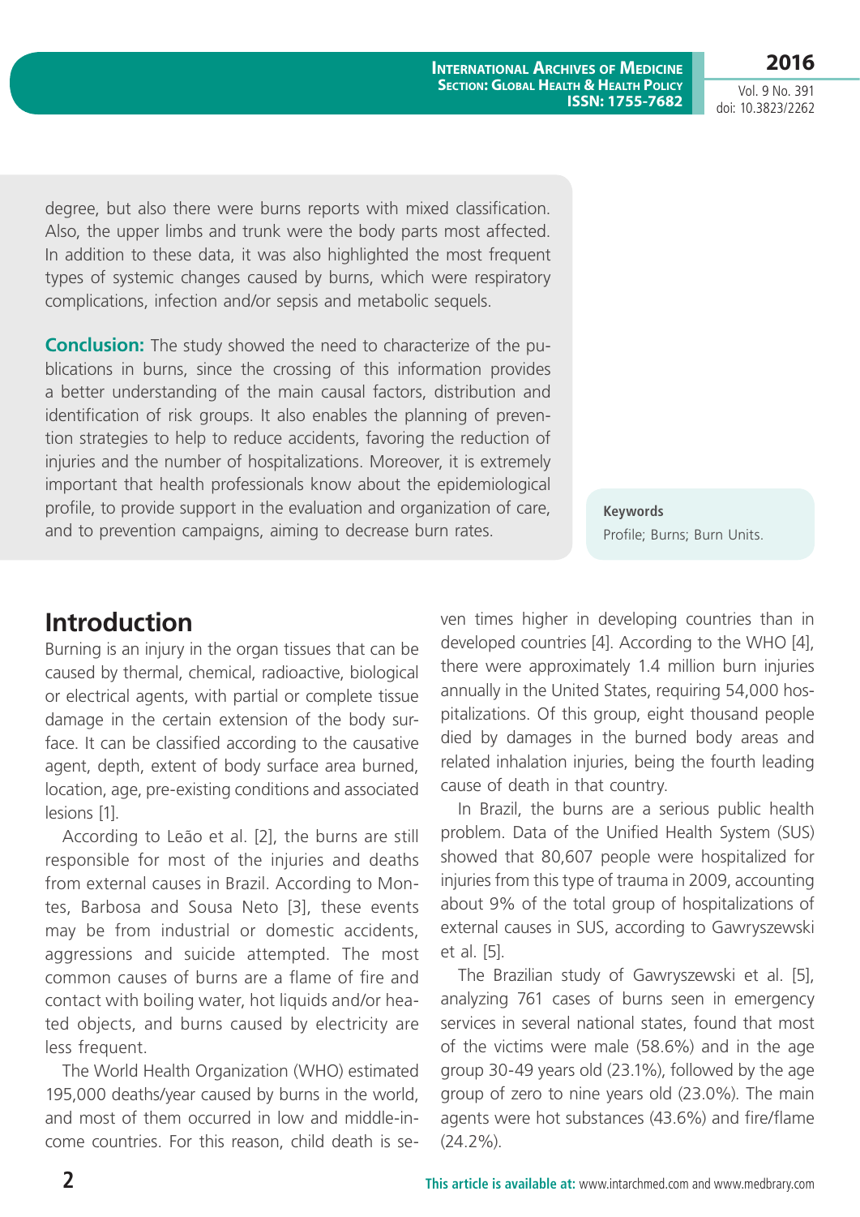degree, but also there were burns reports with mixed classification. Also, the upper limbs and trunk were the body parts most affected. In addition to these data, it was also highlighted the most frequent types of systemic changes caused by burns, which were respiratory complications, infection and/or sepsis and metabolic sequels.

**Conclusion:** The study showed the need to characterize of the publications in burns, since the crossing of this information provides a better understanding of the main causal factors, distribution and identification of risk groups. It also enables the planning of prevention strategies to help to reduce accidents, favoring the reduction of injuries and the number of hospitalizations. Moreover, it is extremely important that health professionals know about the epidemiological profile, to provide support in the evaluation and organization of care, and to prevention campaigns, aiming to decrease burn rates.

**Keywords**

Profile; Burns; Burn Units.

## Introduction

Burning is an injury in the organ tissues that can be caused by thermal, chemical, radioactive, biological or electrical agents, with partial or complete tissue damage in the certain extension of the body surface. It can be classified according to the causative agent, depth, extent of body surface area burned, location, age, pre-existing conditions and associated lesions [1].

According to Leão et al. [2], the burns are still responsible for most of the injuries and deaths from external causes in Brazil. According to Montes, Barbosa and Sousa Neto [3], these events may be from industrial or domestic accidents, aggressions and suicide attempted. The most common causes of burns are a flame of fire and contact with boiling water, hot liquids and/or heated objects, and burns caused by electricity are less frequent.

The World Health Organization (WHO) estimated 195,000 deaths/year caused by burns in the world, and most of them occurred in low and middle-income countries. For this reason, child death is seven times higher in developing countries than in developed countries [4]. According to the WHO [4], there were approximately 1.4 million burn injuries annually in the United States, requiring 54,000 hospitalizations. Of this group, eight thousand people died by damages in the burned body areas and related inhalation injuries, being the fourth leading cause of death in that country.

In Brazil, the burns are a serious public health problem. Data of the Unified Health System (SUS) showed that 80,607 people were hospitalized for injuries from this type of trauma in 2009, accounting about 9% of the total group of hospitalizations of external causes in SUS, according to Gawryszewski et al. [5].

The Brazilian study of Gawryszewski et al. [5], analyzing 761 cases of burns seen in emergency services in several national states, found that most of the victims were male (58.6%) and in the age group 30-49 years old (23.1%), followed by the age group of zero to nine years old (23.0%). The main agents were hot substances (43.6%) and fire/flame (24.2%).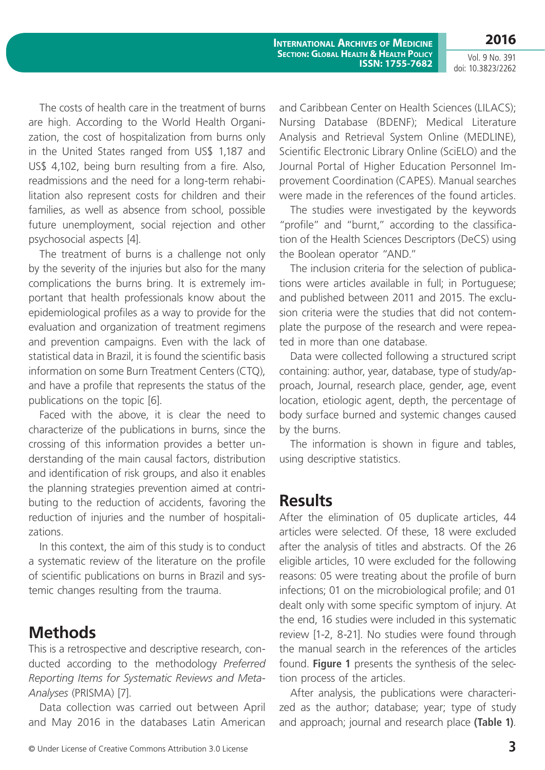The costs of health care in the treatment of burns are high. According to the World Health Organization, the cost of hospitalization from burns only in the United States ranged from US$ 1,187 and US$ 4,102, being burn resulting from a fire. Also, readmissions and the need for a long-term rehabilitation also represent costs for children and their families, as well as absence from school, possible future unemployment, social rejection and other psychosocial aspects [4].

The treatment of burns is a challenge not only by the severity of the injuries but also for the many complications the burns bring. It is extremely important that health professionals know about the epidemiological profiles as a way to provide for the evaluation and organization of treatment regimens and prevention campaigns. Even with the lack of statistical data in Brazil, it is found the scientific basis information on some Burn Treatment Centers (CTQ), and have a profile that represents the status of the publications on the topic [6].

Faced with the above, it is clear the need to characterize of the publications in burns, since the crossing of this information provides a better understanding of the main causal factors, distribution and identification of risk groups, and also it enables the planning strategies prevention aimed at contributing to the reduction of accidents, favoring the reduction of injuries and the number of hospitalizations.

In this context, the aim of this study is to conduct a systematic review of the literature on the profile of scientific publications on burns in Brazil and systemic changes resulting from the trauma.

## Methods

This is a retrospective and descriptive research, conducted according to the methodology *Preferred Reporting Items for Systematic Reviews and Meta-Analyses* (PRISMA) [7].

Data collection was carried out between April and May 2016 in the databases Latin American and Caribbean Center on Health Sciences (LILACS); Nursing Database (BDENF); Medical Literature Analysis and Retrieval System Online (MEDLINE), Scientific Electronic Library Online (SciELO) and the Journal Portal of Higher Education Personnel Improvement Coordination (CAPES). Manual searches were made in the references of the found articles.

The studies were investigated by the keywords "profile" and "burnt," according to the classification of the Health Sciences Descriptors (DeCS) using the Boolean operator "AND."

The inclusion criteria for the selection of publications were articles available in full; in Portuguese; and published between 2011 and 2015. The exclusion criteria were the studies that did not contemplate the purpose of the research and were repeated in more than one database.

Data were collected following a structured script containing: author, year, database, type of study/approach, Journal, research place, gender, age, event location, etiologic agent, depth, the percentage of body surface burned and systemic changes caused by the burns.

The information is shown in figure and tables, using descriptive statistics.

## Results

After the elimination of 05 duplicate articles, 44 articles were selected. Of these, 18 were excluded after the analysis of titles and abstracts. Of the 26 eligible articles, 10 were excluded for the following reasons: 05 were treating about the profile of burn infections; 01 on the microbiological profile; and 01 dealt only with some specific symptom of injury. At the end, 16 studies were included in this systematic review [1-2, 8-21]. No studies were found through the manual search in the references of the articles found. **Figure 1** presents the synthesis of the selection process of the articles.

After analysis, the publications were characterized as the author; database; year; type of study and approach; journal and research place **(Table 1)**.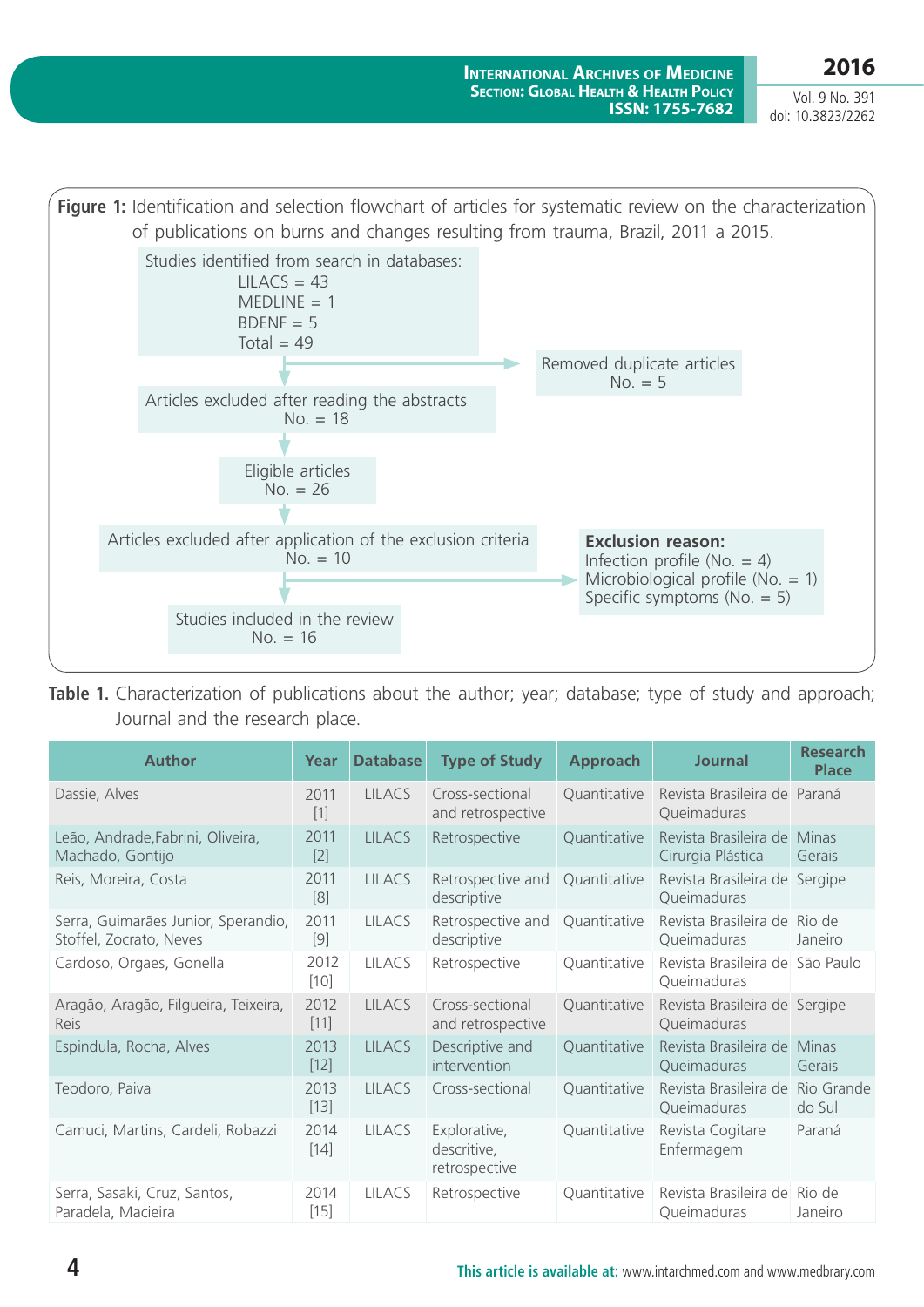**Figure 1:** Identification and selection flowchart of articles for systematic review on the characterization of publications on burns and changes resulting from trauma, Brazil, 2011 a 2015.

Studies identified from search in databases:
LILACS = 43
MEDLINE = 1
BDENF = 5
Total = 49

Removed duplicate articles
No. = 5

Articles excluded after reading the abstracts
No. = 18

Eligible articles
No. = 26

Articles excluded after application of the exclusion criteria
No. = 10

**Exclusion reason:**
Infection profile (No. = 4)
Microbiological profile (No. = 1)
Specific symptoms (No. = 5)

Studies included in the review
No. = 16

**Table 1.** Characterization of publications about the author; year; database; type of study and approach; Journal and the research place.

| Author | Year | Database | Type of Study | Approach | Journal | Research Place |
|---|---|---|---|---|---|---|
| Dassie, Alves | 2011 [1] | LILACS | Cross-sectional and retrospective | Quantitative | Revista Brasileira de Queimaduras | Paraná |
| Leão, Andrade,Fabrini, Oliveira, Machado, Gontijo | 2011 [2] | LILACS | Retrospective | Quantitative | Revista Brasileira de Cirurgia Plástica | Minas Gerais |
| Reis, Moreira, Costa | 2011 [8] | LILACS | Retrospective and descriptive | Quantitative | Revista Brasileira de Queimaduras | Sergipe |
| Serra, Guimarães Junior, Sperandio, Stoffel, Zocrato, Neves | 2011 [9] | LILACS | Retrospective and descriptive | Quantitative | Revista Brasileira de Queimaduras | Rio de Janeiro |
| Cardoso, Orgaes, Gonella | 2012 [10] | LILACS | Retrospective | Quantitative | Revista Brasileira de Queimaduras | São Paulo |
| Aragão, Aragão, Filgueira, Teixeira, Reis | 2012 [11] | LILACS | Cross-sectional and retrospective | Quantitative | Revista Brasileira de Queimaduras | Sergipe |
| Espindula, Rocha, Alves | 2013 [12] | LILACS | Descriptive and intervention | Quantitative | Revista Brasileira de Queimaduras | Minas Gerais |
| Teodoro, Paiva | 2013 [13] | LILACS | Cross-sectional | Quantitative | Revista Brasileira de Queimaduras | Rio Grande do Sul |
| Camuci, Martins, Cardeli, Robazzi | 2014 [14] | LILACS | Explorative, descritive, retrospective | Quantitative | Revista Cogitare Enfermagem | Paraná |
| Serra, Sasaki, Cruz, Santos, Paradela, Macieira | 2014 [15] | LILACS | Retrospective | Quantitative | Revista Brasileira de Queimaduras | Rio de Janeiro |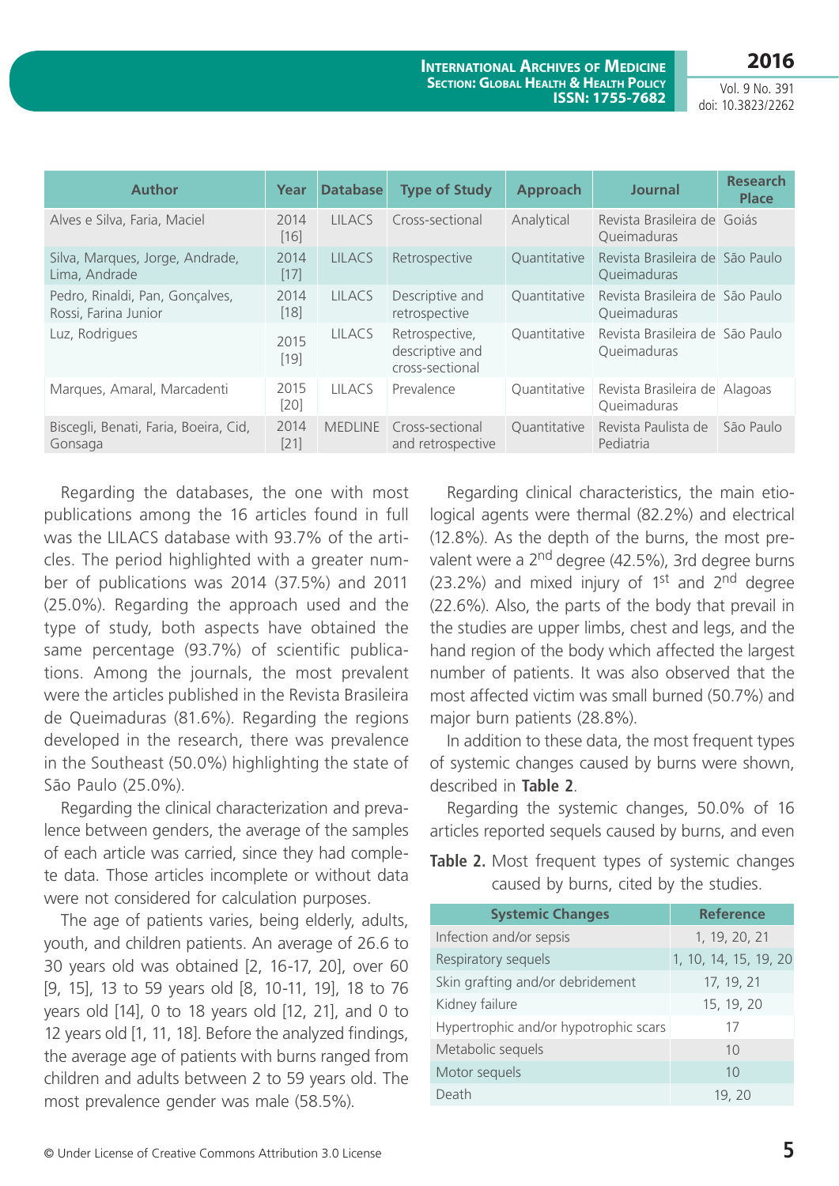| Author | Year | Database | Type of Study | Approach | Journal | Research Place |
|---|---|---|---|---|---|---|
| Alves e Silva, Faria, Maciel | 2014 [16] | LILACS | Cross-sectional | Analytical | Revista Brasileira de Queimaduras | Goiás |
| Silva, Marques, Jorge, Andrade, Lima, Andrade | 2014 [17] | LILACS | Retrospective | Quantitative | Revista Brasileira de Queimaduras | São Paulo |
| Pedro, Rinaldi, Pan, Gonçalves, Rossi, Farina Junior | 2014 [18] | LILACS | Descriptive and retrospective | Quantitative | Revista Brasileira de Queimaduras | São Paulo |
| Luz, Rodrigues | 2015 [19] | LILACS | Retrospective, descriptive and cross-sectional | Quantitative | Revista Brasileira de Queimaduras | São Paulo |
| Marques, Amaral, Marcadenti | 2015 [20] | LILACS | Prevalence | Quantitative | Revista Brasileira de Queimaduras | Alagoas |
| Biscegli, Benati, Faria, Boeira, Cid, Gonsaga | 2014 [21] | MEDLINE | Cross-sectional and retrospective | Quantitative | Revista Paulista de Pediatria | São Paulo |

Regarding the databases, the one with most publications among the 16 articles found in full was the LILACS database with 93.7% of the articles. The period highlighted with a greater number of publications was 2014 (37.5%) and 2011 (25.0%). Regarding the approach used and the type of study, both aspects have obtained the same percentage (93.7%) of scientific publications. Among the journals, the most prevalent were the articles published in the Revista Brasileira de Queimaduras (81.6%). Regarding the regions developed in the research, there was prevalence in the Southeast (50.0%) highlighting the state of São Paulo (25.0%).

Regarding the clinical characterization and prevalence between genders, the average of the samples of each article was carried, since they had complete data. Those articles incomplete or without data were not considered for calculation purposes.

The age of patients varies, being elderly, adults, youth, and children patients. An average of 26.6 to 30 years old was obtained [2, 16-17, 20], over 60 [9, 15], 13 to 59 years old [8, 10-11, 19], 18 to 76 years old [14], 0 to 18 years old [12, 21], and 0 to 12 years old [1, 11, 18]. Before the analyzed findings, the average age of patients with burns ranged from children and adults between 2 to 59 years old. The most prevalence gender was male (58.5%).

Regarding clinical characteristics, the main etiological agents were thermal (82.2%) and electrical (12.8%). As the depth of the burns, the most prevalent were a 2nd degree (42.5%), 3rd degree burns (23.2%) and mixed injury of 1st and 2nd degree (22.6%). Also, the parts of the body that prevail in the studies are upper limbs, chest and legs, and the hand region of the body which affected the largest number of patients. It was also observed that the most affected victim was small burned (50.7%) and major burn patients (28.8%).

In addition to these data, the most frequent types of systemic changes caused by burns were shown, described in **Table 2**.

Regarding the systemic changes, 50.0% of 16 articles reported sequels caused by burns, and even

**Table 2.** Most frequent types of systemic changes caused by burns, cited by the studies.

| Systemic Changes | Reference |
|---|---|
| Infection and/or sepsis | 1, 19, 20, 21 |
| Respiratory sequels | 1, 10, 14, 15, 19, 20 |
| Skin grafting and/or debridement | 17, 19, 21 |
| Kidney failure | 15, 19, 20 |
| Hypertrophic and/or hypotrophic scars | 17 |
| Metabolic sequels | 10 |
| Motor sequels | 10 |
| Death | 19, 20 |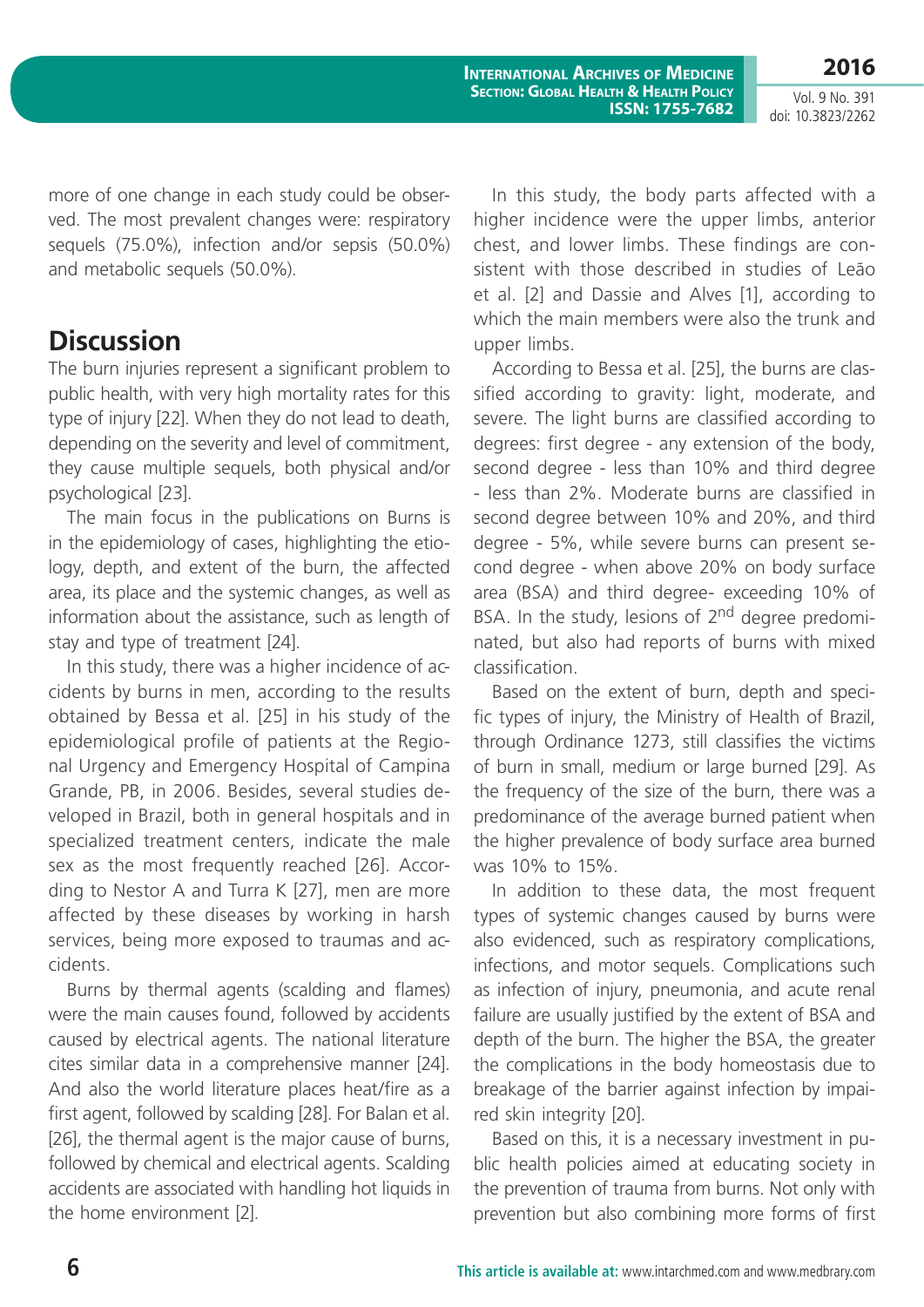more of one change in each study could be observed. The most prevalent changes were: respiratory sequels (75.0%), infection and/or sepsis (50.0%) and metabolic sequels (50.0%).

## Discussion

The burn injuries represent a significant problem to public health, with very high mortality rates for this type of injury [22]. When they do not lead to death, depending on the severity and level of commitment, they cause multiple sequels, both physical and/or psychological [23].

The main focus in the publications on Burns is in the epidemiology of cases, highlighting the etiology, depth, and extent of the burn, the affected area, its place and the systemic changes, as well as information about the assistance, such as length of stay and type of treatment [24].

In this study, there was a higher incidence of accidents by burns in men, according to the results obtained by Bessa et al. [25] in his study of the epidemiological profile of patients at the Regional Urgency and Emergency Hospital of Campina Grande, PB, in 2006. Besides, several studies developed in Brazil, both in general hospitals and in specialized treatment centers, indicate the male sex as the most frequently reached [26]. According to Nestor A and Turra K [27], men are more affected by these diseases by working in harsh services, being more exposed to traumas and accidents.

Burns by thermal agents (scalding and flames) were the main causes found, followed by accidents caused by electrical agents. The national literature cites similar data in a comprehensive manner [24]. And also the world literature places heat/fire as a first agent, followed by scalding [28]. For Balan et al. [26], the thermal agent is the major cause of burns, followed by chemical and electrical agents. Scalding accidents are associated with handling hot liquids in the home environment [2].

In this study, the body parts affected with a higher incidence were the upper limbs, anterior chest, and lower limbs. These findings are consistent with those described in studies of Leão et al. [2] and Dassie and Alves [1], according to which the main members were also the trunk and upper limbs.

According to Bessa et al. [25], the burns are classified according to gravity: light, moderate, and severe. The light burns are classified according to degrees: first degree - any extension of the body, second degree - less than 10% and third degree - less than 2%. Moderate burns are classified in second degree between 10% and 20%, and third degree - 5%, while severe burns can present second degree - when above 20% on body surface area (BSA) and third degree- exceeding 10% of BSA. In the study, lesions of 2$^{nd}$ degree predominated, but also had reports of burns with mixed classification.

Based on the extent of burn, depth and specific types of injury, the Ministry of Health of Brazil, through Ordinance 1273, still classifies the victims of burn in small, medium or large burned [29]. As the frequency of the size of the burn, there was a predominance of the average burned patient when the higher prevalence of body surface area burned was 10% to 15%.

In addition to these data, the most frequent types of systemic changes caused by burns were also evidenced, such as respiratory complications, infections, and motor sequels. Complications such as infection of injury, pneumonia, and acute renal failure are usually justified by the extent of BSA and depth of the burn. The higher the BSA, the greater the complications in the body homeostasis due to breakage of the barrier against infection by impaired skin integrity [20].

Based on this, it is a necessary investment in public health policies aimed at educating society in the prevention of trauma from burns. Not only with prevention but also combining more forms of first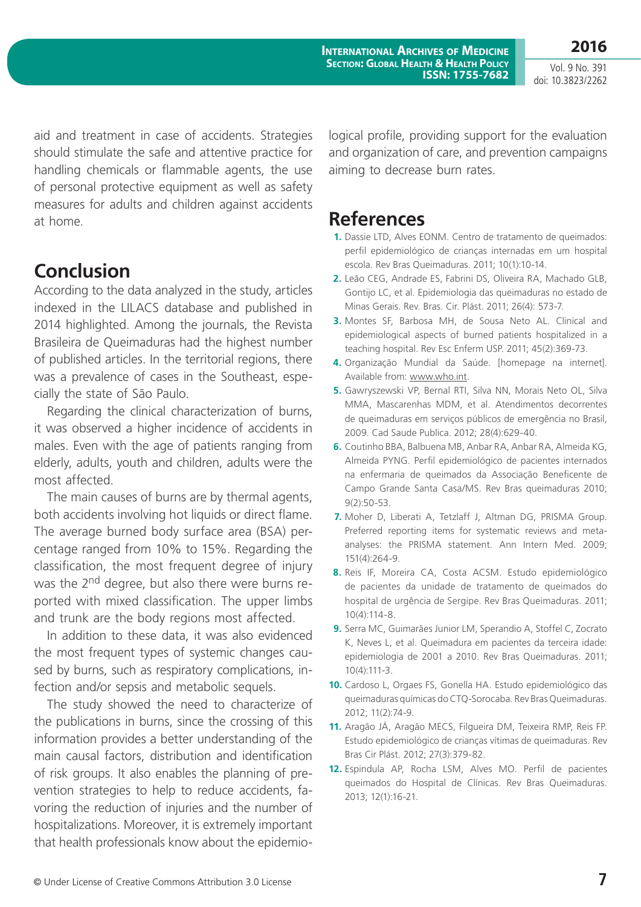aid and treatment in case of accidents. Strategies should stimulate the safe and attentive practice for handling chemicals or flammable agents, the use of personal protective equipment as well as safety measures for adults and children against accidents at home.

## Conclusion

According to the data analyzed in the study, articles indexed in the LILACS database and published in 2014 highlighted. Among the journals, the Revista Brasileira de Queimaduras had the highest number of published articles. In the territorial regions, there was a prevalence of cases in the Southeast, especially the state of São Paulo.

Regarding the clinical characterization of burns, it was observed a higher incidence of accidents in males. Even with the age of patients ranging from elderly, adults, youth and children, adults were the most affected.

The main causes of burns are by thermal agents, both accidents involving hot liquids or direct flame. The average burned body surface area (BSA) percentage ranged from 10% to 15%. Regarding the classification, the most frequent degree of injury was the 2$^{nd}$ degree, but also there were burns reported with mixed classification. The upper limbs and trunk are the body regions most affected.

In addition to these data, it was also evidenced the most frequent types of systemic changes caused by burns, such as respiratory complications, infection and/or sepsis and metabolic sequels.

The study showed the need to characterize of the publications in burns, since the crossing of this information provides a better understanding of the main causal factors, distribution and identification of risk groups. It also enables the planning of prevention strategies to help to reduce accidents, favoring the reduction of injuries and the number of hospitalizations. Moreover, it is extremely important that health professionals know about the epidemiological profile, providing support for the evaluation and organization of care, and prevention campaigns aiming to decrease burn rates.

## References

1. Dassie LTD, Alves EONM. Centro de tratamento de queimados: perfil epidemiológico de crianças internadas em um hospital escola. Rev Bras Queimaduras. 2011; 10(1):10-14.
2. Leão CEG, Andrade ES, Fabrini DS, Oliveira RA, Machado GLB, Gontijo LC, et al. Epidemiologia das queimaduras no estado de Minas Gerais. Rev. Bras. Cir. Plást. 2011; 26(4): 573-7.
3. Montes SF, Barbosa MH, de Sousa Neto AL. Clinical and epidemiological aspects of burned patients hospitalized in a teaching hospital. Rev Esc Enferm USP. 2011; 45(2):369-73.
4. Organização Mundial da Saúde. [homepage na internet]. Available from: www.who.int.
5. Gawryszewski VP, Bernal RTI, Silva NN, Morais Neto OL, Silva MMA, Mascarenhas MDM, et al. Atendimentos decorrentes de queimaduras em serviços públicos de emergência no Brasil, 2009. Cad Saude Publica. 2012; 28(4):629-40.
6. Coutinho BBA, Balbuena MB, Anbar RA, Anbar RA, Almeida KG, Almeida PYNG. Perfil epidemiológico de pacientes internados na enfermaria de queimados da Associação Beneficente de Campo Grande Santa Casa/MS. Rev Bras queimaduras 2010; 9(2):50-53.
7. Moher D, Liberati A, Tetzlaff J, Altman DG, PRISMA Group. Preferred reporting items for systematic reviews and meta-analyses: the PRISMA statement. Ann Intern Med. 2009; 151(4):264-9.
8. Reis IF, Moreira CA, Costa ACSM. Estudo epidemiológico de pacientes da unidade de tratamento de queimados do hospital de urgência de Sergipe. Rev Bras Queimaduras. 2011; 10(4):114-8.
9. Serra MC, Guimarães Junior LM, Sperandio A, Stoffel C, Zocrato K, Neves L, et al. Queimadura em pacientes da terceira idade: epidemiologia de 2001 a 2010. Rev Bras Queimaduras. 2011; 10(4):111-3.
10. Cardoso L, Orgaes FS, Gonella HA. Estudo epidemiológico das queimaduras químicas do CTQ-Sorocaba. Rev Bras Queimaduras. 2012; 11(2):74-9.
11. Aragão JÁ, Aragão MECS, Filgueira DM, Teixeira RMP, Reis FP. Estudo epidemiológico de crianças vítimas de queimaduras. Rev Bras Cir Plást. 2012; 27(3):379-82.
12. Espindula AP, Rocha LSM, Alves MO. Perfil de pacientes queimados do Hospital de Clínicas. Rev Bras Queimaduras. 2013; 12(1):16-21.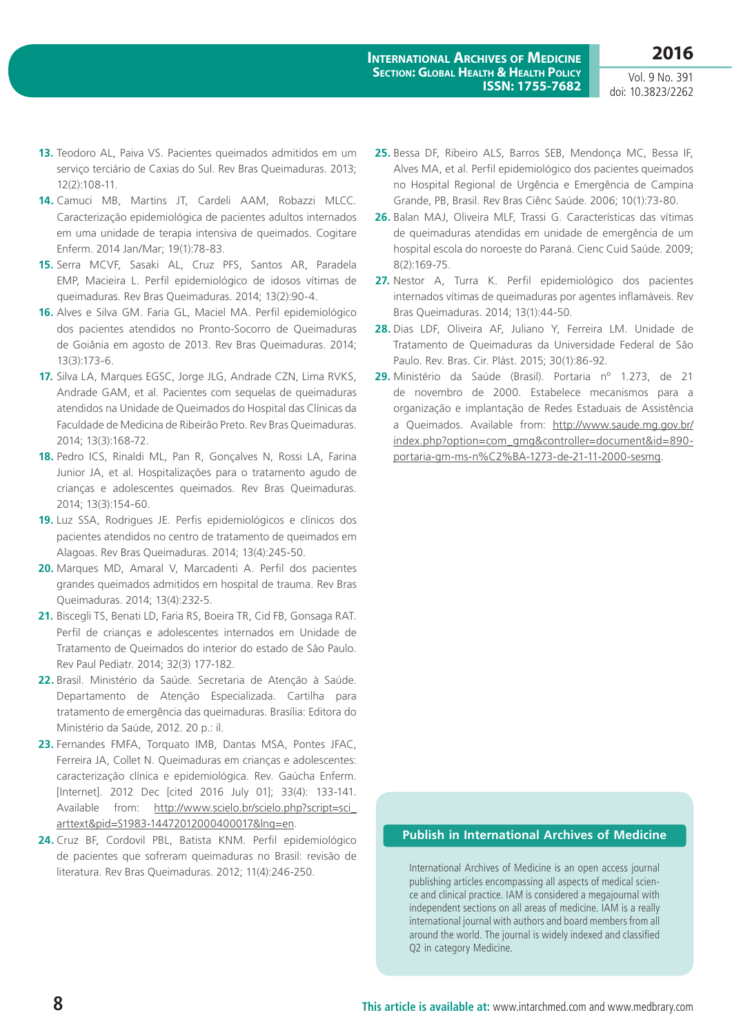13. Teodoro AL, Paiva VS. Pacientes queimados admitidos em um serviço terciário de Caxias do Sul. Rev Bras Queimaduras. 2013; 12(2):108-11.
14. Camuci MB, Martins JT, Cardeli AAM, Robazzi MLCC. Caracterização epidemiológica de pacientes adultos internados em uma unidade de terapia intensiva de queimados. Cogitare Enferm. 2014 Jan/Mar; 19(1):78-83.
15. Serra MCVF, Sasaki AL, Cruz PFS, Santos AR, Paradela EMP, Macieira L. Perfil epidemiológico de idosos vítimas de queimaduras. Rev Bras Queimaduras. 2014; 13(2):90-4.
16. Alves e Silva GM. Faria GL, Maciel MA. Perfil epidemiológico dos pacientes atendidos no Pronto-Socorro de Queimaduras de Goiânia em agosto de 2013. Rev Bras Queimaduras. 2014; 13(3):173-6.
17. Silva LA, Marques EGSC, Jorge JLG, Andrade CZN, Lima RVKS, Andrade GAM, et al. Pacientes com sequelas de queimaduras atendidos na Unidade de Queimados do Hospital das Clínicas da Faculdade de Medicina de Ribeirão Preto. Rev Bras Queimaduras. 2014; 13(3):168-72.
18. Pedro ICS, Rinaldi ML, Pan R, Gonçalves N, Rossi LA, Farina Junior JA, et al. Hospitalizações para o tratamento agudo de crianças e adolescentes queimados. Rev Bras Queimaduras. 2014; 13(3):154-60.
19. Luz SSA, Rodrigues JE. Perfis epidemiológicos e clínicos dos pacientes atendidos no centro de tratamento de queimados em Alagoas. Rev Bras Queimaduras. 2014; 13(4):245-50.
20. Marques MD, Amaral V, Marcadenti A. Perfil dos pacientes grandes queimados admitidos em hospital de trauma. Rev Bras Queimaduras. 2014; 13(4):232-5.
21. Biscegli TS, Benati LD, Faria RS, Boeira TR, Cid FB, Gonsaga RAT. Perfil de crianças e adolescentes internados em Unidade de Tratamento de Queimados do interior do estado de São Paulo. Rev Paul Pediatr. 2014; 32(3) 177-182.
22. Brasil. Ministério da Saúde. Secretaria de Atenção à Saúde. Departamento de Atenção Especializada. Cartilha para tratamento de emergência das queimaduras. Brasília: Editora do Ministério da Saúde, 2012. 20 p.: il.
23. Fernandes FMFA, Torquato IMB, Dantas MSA, Pontes JFAC, Ferreira JA, Collet N. Queimaduras em crianças e adolescentes: caracterização clínica e epidemiológica. Rev. Gaúcha Enferm. [Internet]. 2012 Dec [cited 2016 July 01]; 33(4): 133-141. Available from: http://www.scielo.br/scielo.php?script=sci_arttext&pid=S1983-14472012000400017&lng=en.
24. Cruz BF, Cordovil PBL, Batista KNM. Perfil epidemiológico de pacientes que sofreram queimaduras no Brasil: revisão de literatura. Rev Bras Queimaduras. 2012; 11(4):246-250.
25. Bessa DF, Ribeiro ALS, Barros SEB, Mendonça MC, Bessa IF, Alves MA, et al. Perfil epidemiológico dos pacientes queimados no Hospital Regional de Urgência e Emergência de Campina Grande, PB, Brasil. Rev Bras Ciênc Saúde. 2006; 10(1):73-80.
26. Balan MAJ, Oliveira MLF, Trassi G. Características das vítimas de queimaduras atendidas em unidade de emergência de um hospital escola do noroeste do Paraná. Cienc Cuid Saúde. 2009; 8(2):169-75.
27. Nestor A, Turra K. Perfil epidemiológico dos pacientes internados vítimas de queimaduras por agentes inflamáveis. Rev Bras Queimaduras. 2014; 13(1):44-50.
28. Dias LDF, Oliveira AF, Juliano Y, Ferreira LM. Unidade de Tratamento de Queimaduras da Universidade Federal de São Paulo. Rev. Bras. Cir. Plást. 2015; 30(1):86-92.
29. Ministério da Saúde (Brasil). Portaria nº 1.273, de 21 de novembro de 2000. Estabelece mecanismos para a organização e implantação de Redes Estaduais de Assistência a Queimados. Available from: http://www.saude.mg.gov.br/index.php?option=com_gmg&controller=document&id=890-portaria-gm-ms-n%C2%BA-1273-de-21-11-2000-sesmg.

**Publish in International Archives of Medicine**

International Archives of Medicine is an open access journal publishing articles encompassing all aspects of medical science and clinical practice. IAM is considered a megajournal with independent sections on all areas of medicine. IAM is a really international journal with authors and board members from all around the world. The journal is widely indexed and classified Q2 in category Medicine.